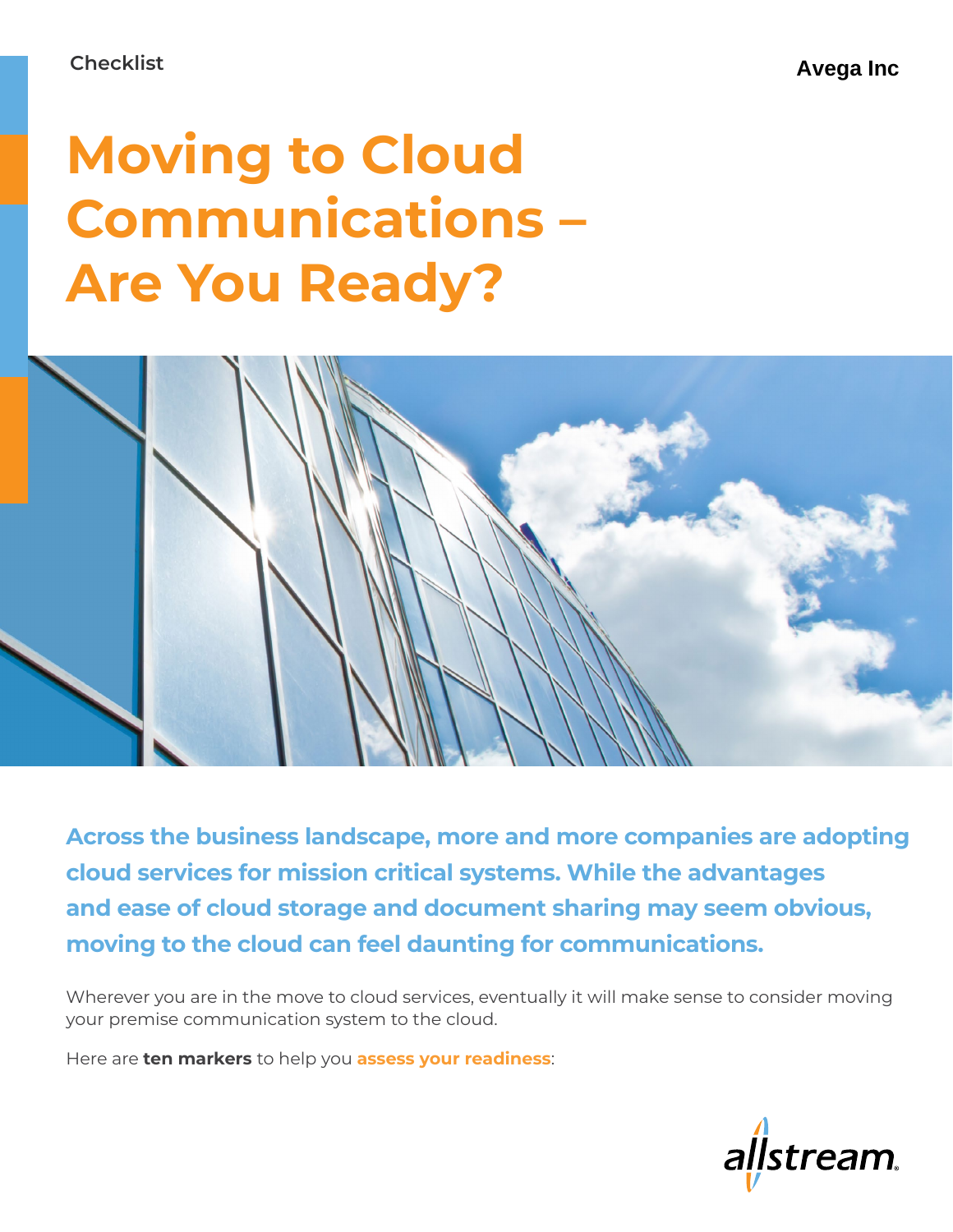Checklist

Avega Inc

# Moving to Cloud Communications – Are You Ready?

**Across the business landscape, more and more companies are adopting cloud services for mission critical systems. While the advantages and ease of cloud storage and document sharing may seem obvious, moving to the cloud can feel daunting for communications.**

Wherever you are in the move to cloud services, eventually it will make sense to consider moving your premise communication system to the cloud.

Here are **ten markers** to help you **assess your readiness**:

allstream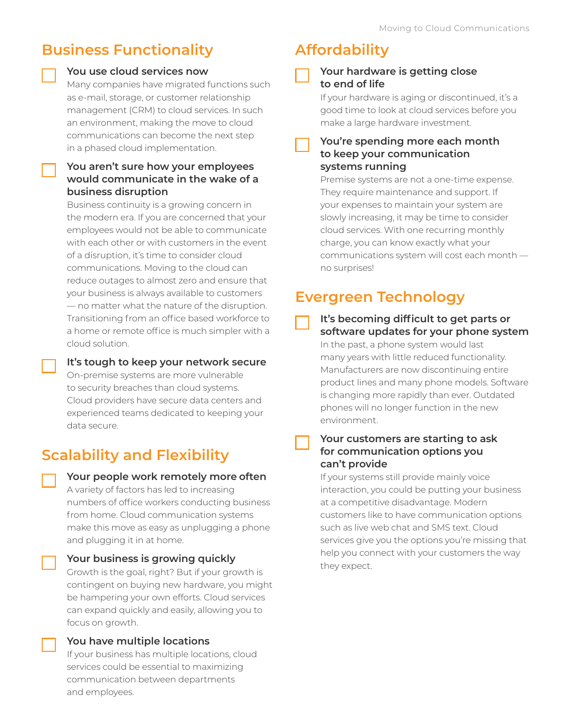## Business Functionality

- [ ] **You use cloud services now**
  Many companies have migrated functions such as e-mail, storage, or customer relationship management (CRM) to cloud services. In such an environment, making the move to cloud communications can become the next step in a phased cloud implementation.

- [ ] **You aren't sure how your employees would communicate in the wake of a business disruption**
  Business continuity is a growing concern in the modern era. If you are concerned that your employees would not be able to communicate with each other or with customers in the event of a disruption, it's time to consider cloud communications. Moving to the cloud can reduce outages to almost zero and ensure that your business is always available to customers — no matter what the nature of the disruption. Transitioning from an office based workforce to a home or remote office is much simpler with a cloud solution.

- [ ] **It's tough to keep your network secure**
  On-premise systems are more vulnerable to security breaches than cloud systems. Cloud providers have secure data centers and experienced teams dedicated to keeping your data secure.

## Scalability and Flexibility

- [ ] **Your people work remotely more often**
  A variety of factors has led to increasing numbers of office workers conducting business from home. Cloud communication systems make this move as easy as unplugging a phone and plugging it in at home.

- [ ] **Your business is growing quickly**
  Growth is the goal, right? But if your growth is contingent on buying new hardware, you might be hampering your own efforts. Cloud services can expand quickly and easily, allowing you to focus on growth.

- [ ] **You have multiple locations**
  If your business has multiple locations, cloud services could be essential to maximizing communication between departments and employees.

## Affordability

- [ ] **Your hardware is getting close to end of life**
  If your hardware is aging or discontinued, it's a good time to look at cloud services before you make a large hardware investment.

- [ ] **You're spending more each month to keep your communication systems running**
  Premise systems are not a one-time expense. They require maintenance and support. If your expenses to maintain your system are slowly increasing, it may be time to consider cloud services. With one recurring monthly charge, you can know exactly what your communications system will cost each month — no surprises!

## Evergreen Technology

- [ ] **It's becoming difficult to get parts or software updates for your phone system**
  In the past, a phone system would last many years with little reduced functionality. Manufacturers are now discontinuing entire product lines and many phone models. Software is changing more rapidly than ever. Outdated phones will no longer function in the new environment.

- [ ] **Your customers are starting to ask for communication options you can't provide**
  If your systems still provide mainly voice interaction, you could be putting your business at a competitive disadvantage. Modern customers like to have communication options such as live web chat and SMS text. Cloud services give you the options you're missing that help you connect with your customers the way they expect.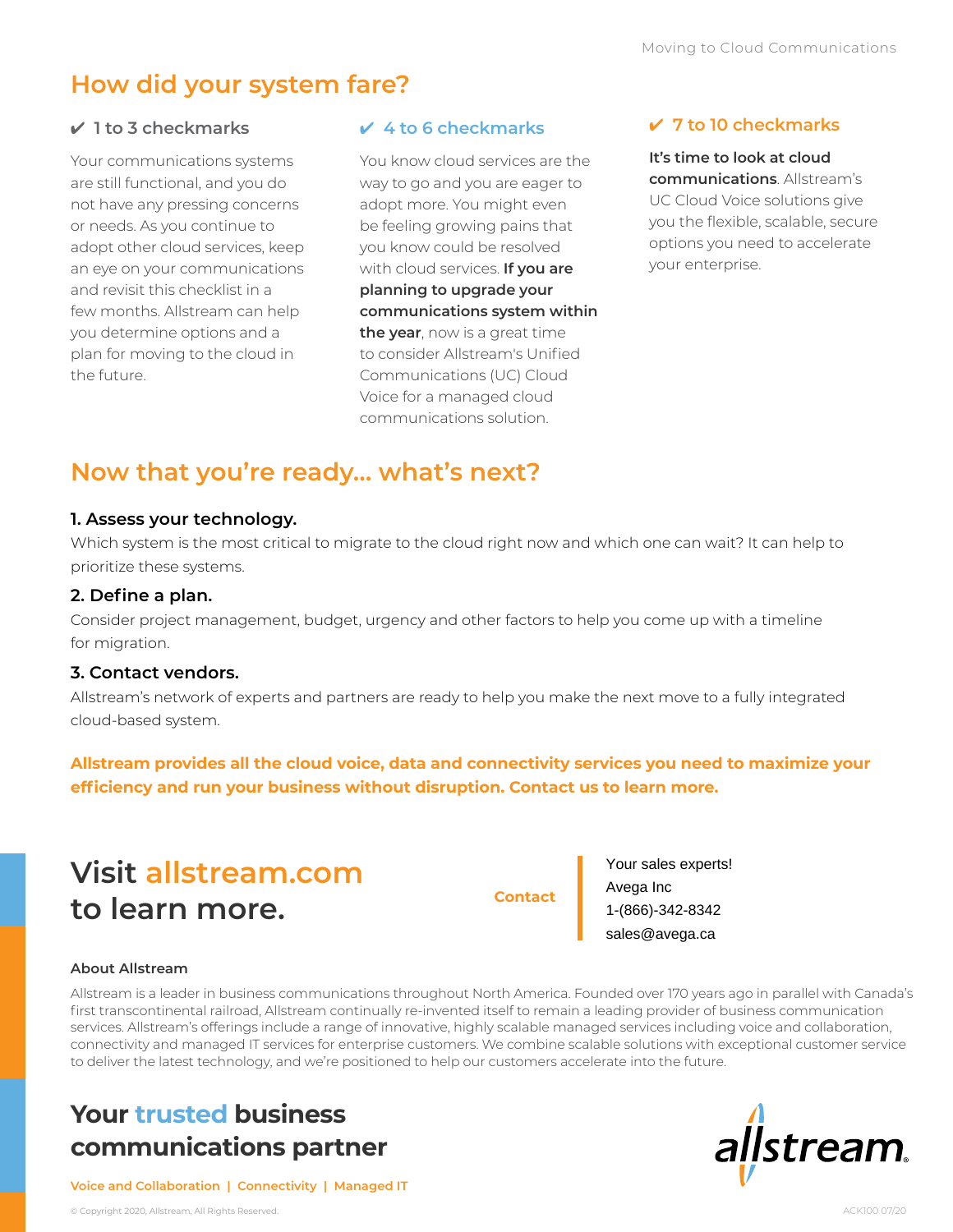## How did your system fare?

### ✔ 1 to 3 checkmarks

Your communications systems are still functional, and you do not have any pressing concerns or needs. As you continue to adopt other cloud services, keep an eye on your communications and revisit this checklist in a few months. Allstream can help you determine options and a plan for moving to the cloud in the future.

### ✔ 4 to 6 checkmarks

You know cloud services are the way to go and you are eager to adopt more. You might even be feeling growing pains that you know could be resolved with cloud services. **If you are planning to upgrade your communications system within the year**, now is a great time to consider Allstream's Unified Communications (UC) Cloud Voice for a managed cloud communications solution.

### ✔ 7 to 10 checkmarks

**It's time to look at cloud communications**. Allstream's UC Cloud Voice solutions give you the flexible, scalable, secure options you need to accelerate your enterprise.

## Now that you're ready... what's next?

### 1. Assess your technology.

Which system is the most critical to migrate to the cloud right now and which one can wait? It can help to prioritize these systems.

### 2. Define a plan.

Consider project management, budget, urgency and other factors to help you come up with a timeline for migration.

### 3. Contact vendors.

Allstream's network of experts and partners are ready to help you make the next move to a fully integrated cloud-based system.

**Allstream provides all the cloud voice, data and connectivity services you need to maximize your efficiency and run your business without disruption. Contact us to learn more.**

## Visit allstream.com to learn more.

**Contact**

Your sales experts!
Avega Inc
1-(866)-342-8342
sales@avega.ca

### About Allstream

Allstream is a leader in business communications throughout North America. Founded over 170 years ago in parallel with Canada's first transcontinental railroad, Allstream continually re-invented itself to remain a leading provider of business communication services. Allstream's offerings include a range of innovative, highly scalable managed services including voice and collaboration, connectivity and managed IT services for enterprise customers. We combine scalable solutions with exceptional customer service to deliver the latest technology, and we're positioned to help our customers accelerate into the future.

## Your trusted business communications partner

allstream.

**Voice and Collaboration | Connectivity | Managed IT**

© Copyright 2020, Allstream, All Rights Reserved.

ACK100 07/20